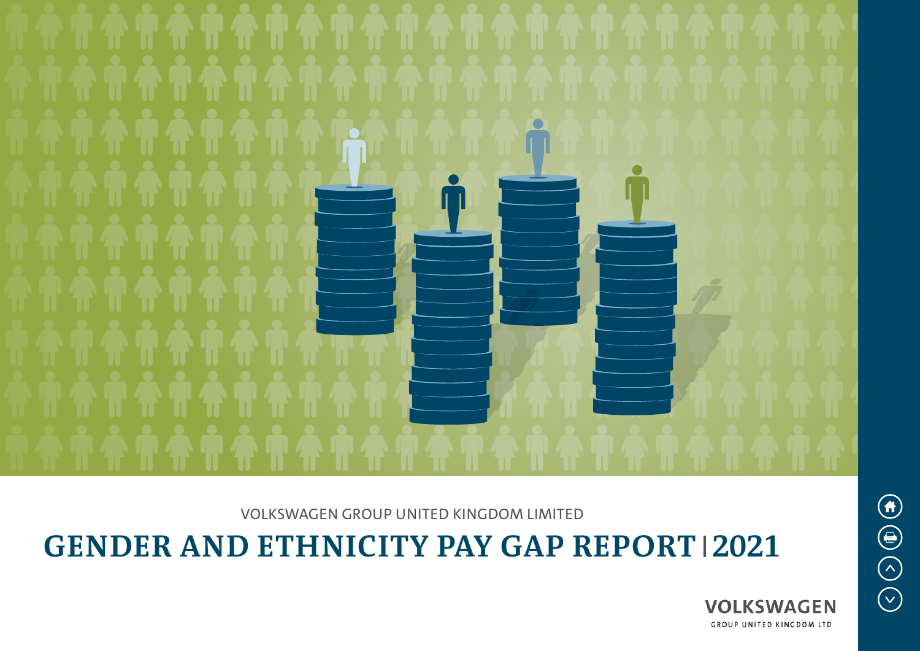VOLKSWAGEN GROUP UNITED KINGDOM LIMITED

# GENDER AND ETHNICITY PAY GAP REPORT | 2021

VOLKSWAGEN

GROUP UNITED KINGDOM LTD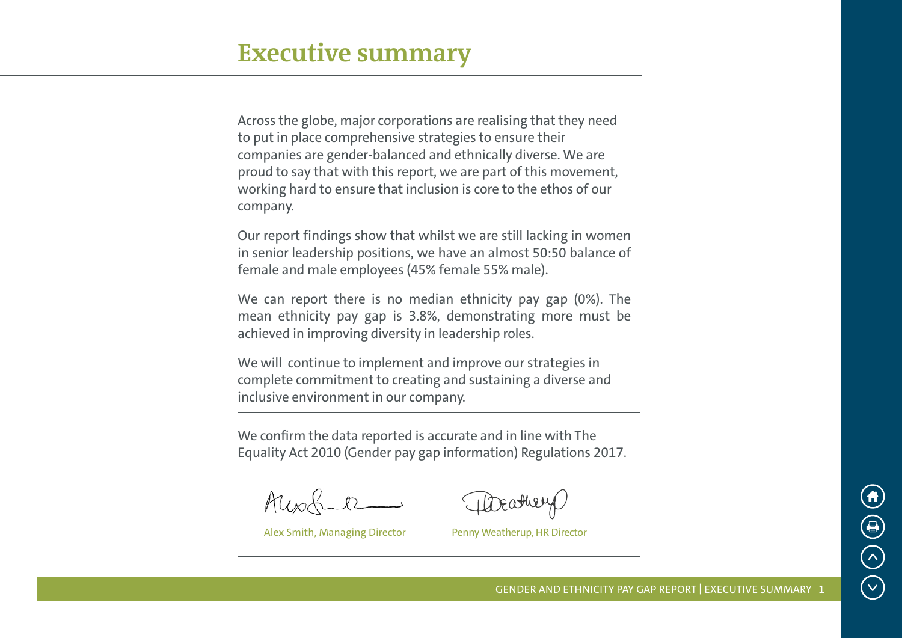# Executive summary

Across the globe, major corporations are realising that they need to put in place comprehensive strategies to ensure their companies are gender-balanced and ethnically diverse. We are proud to say that with this report, we are part of this movement, working hard to ensure that inclusion is core to the ethos of our company.

Our report findings show that whilst we are still lacking in women in senior leadership positions, we have an almost 50:50 balance of female and male employees (45% female 55% male).

We can report there is no median ethnicity pay gap (0%). The mean ethnicity pay gap is 3.8%, demonstrating more must be achieved in improving diversity in leadership roles.

We will continue to implement and improve our strategies in complete commitment to creating and sustaining a diverse and inclusive environment in our company.

---

We confirm the data reported is accurate and in line with The Equality Act 2010 (Gender pay gap information) Regulations 2017.

Alex Smith, Managing Director

Penny Weatherup, HR Director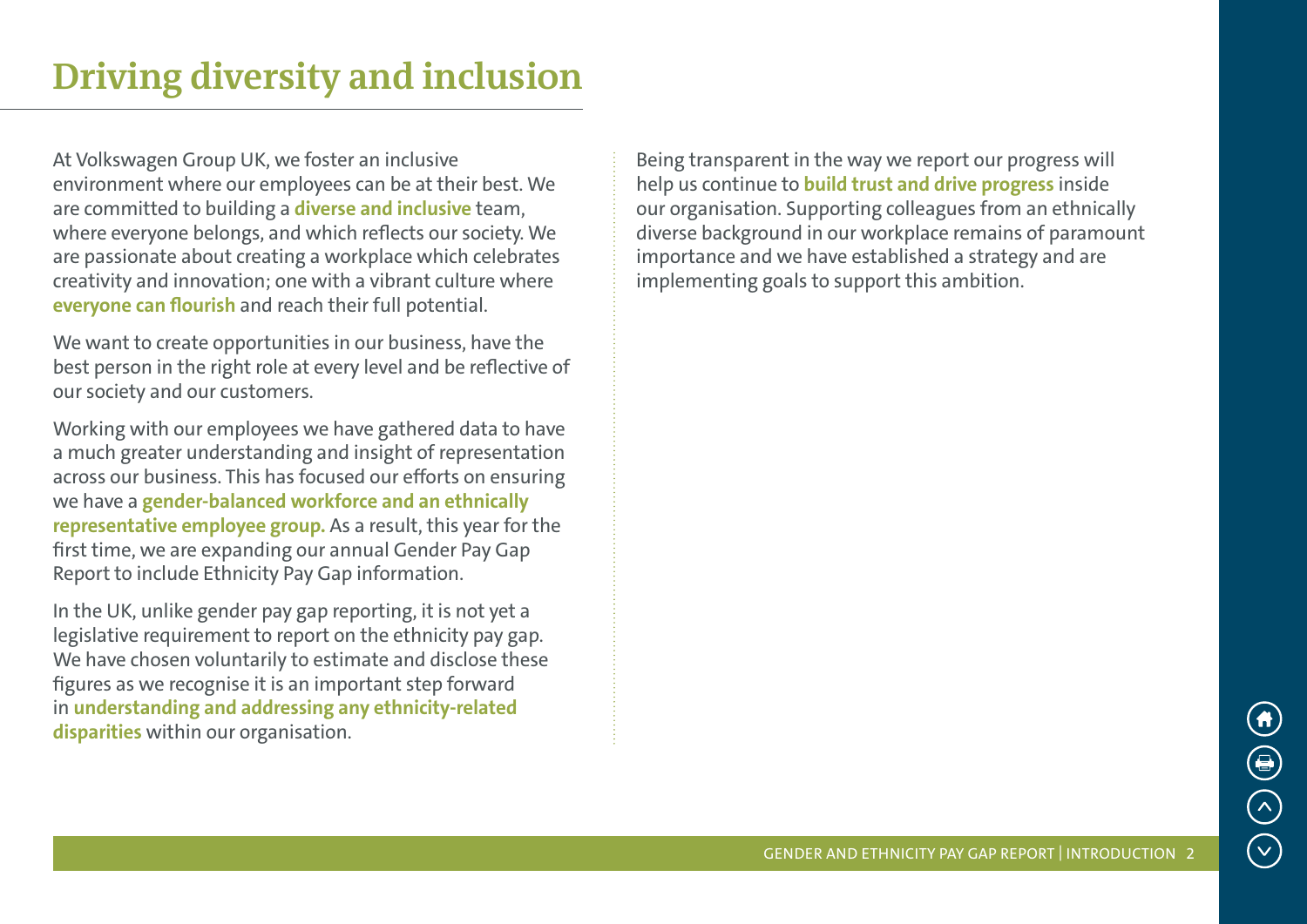# Driving diversity and inclusion

At Volkswagen Group UK, we foster an inclusive environment where our employees can be at their best. We are committed to building a **diverse and inclusive** team, where everyone belongs, and which reflects our society. We are passionate about creating a workplace which celebrates creativity and innovation; one with a vibrant culture where **everyone can flourish** and reach their full potential.

We want to create opportunities in our business, have the best person in the right role at every level and be reflective of our society and our customers.

Working with our employees we have gathered data to have a much greater understanding and insight of representation across our business. This has focused our efforts on ensuring we have a **gender-balanced workforce and an ethnically representative employee group.** As a result, this year for the first time, we are expanding our annual Gender Pay Gap Report to include Ethnicity Pay Gap information.

In the UK, unlike gender pay gap reporting, it is not yet a legislative requirement to report on the ethnicity pay gap. We have chosen voluntarily to estimate and disclose these figures as we recognise it is an important step forward in **understanding and addressing any ethnicity-related disparities** within our organisation.

Being transparent in the way we report our progress will help us continue to **build trust and drive progress** inside our organisation. Supporting colleagues from an ethnically diverse background in our workplace remains of paramount importance and we have established a strategy and are implementing goals to support this ambition.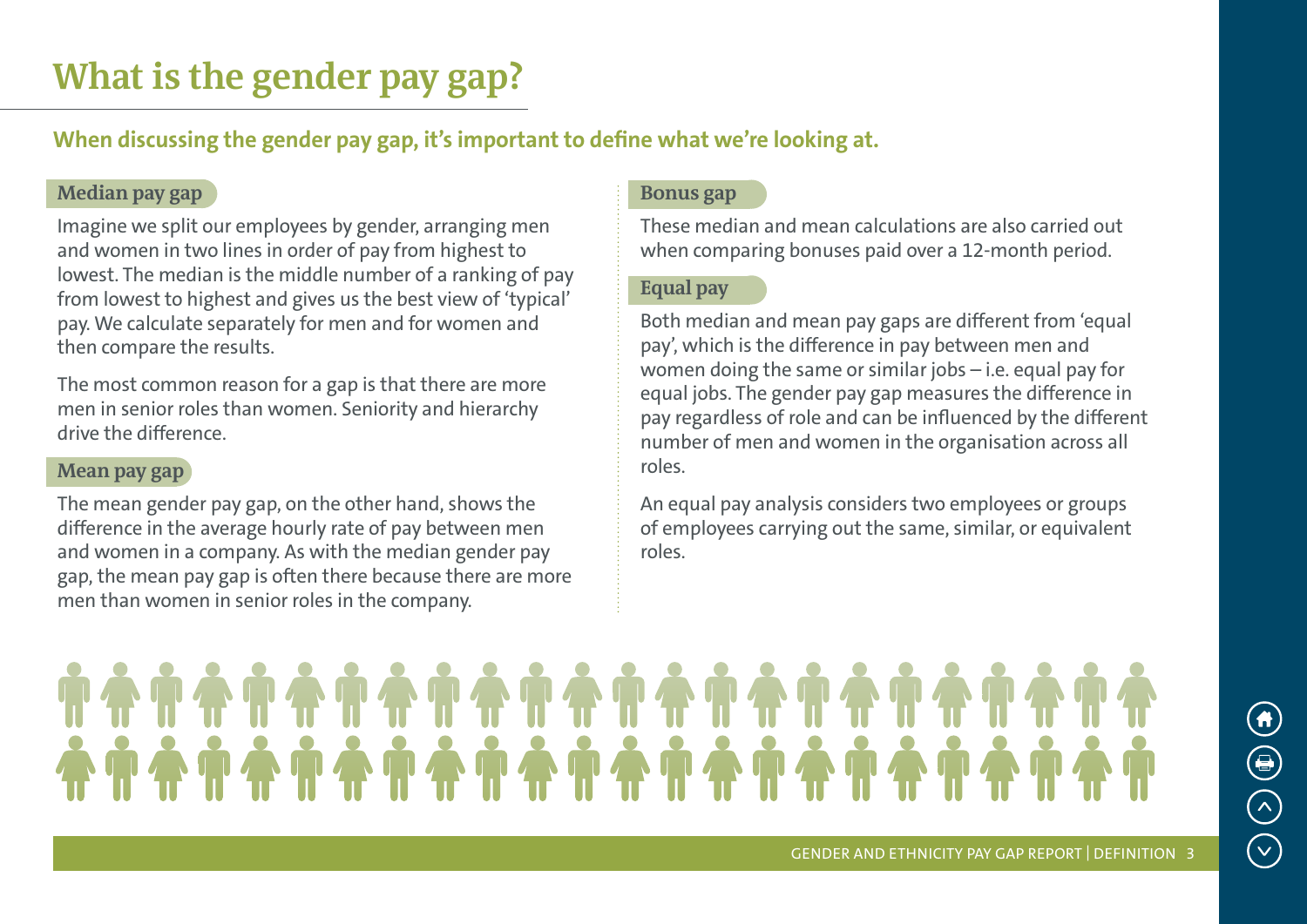# What is the gender pay gap?

**When discussing the gender pay gap, it's important to define what we're looking at.**

## Median pay gap

Imagine we split our employees by gender, arranging men and women in two lines in order of pay from highest to lowest. The median is the middle number of a ranking of pay from lowest to highest and gives us the best view of 'typical' pay. We calculate separately for men and for women and then compare the results.

The most common reason for a gap is that there are more men in senior roles than women. Seniority and hierarchy drive the difference.

## Mean pay gap

The mean gender pay gap, on the other hand, shows the difference in the average hourly rate of pay between men and women in a company. As with the median gender pay gap, the mean pay gap is often there because there are more men than women in senior roles in the company.

## Bonus gap

These median and mean calculations are also carried out when comparing bonuses paid over a 12-month period.

## Equal pay

Both median and mean pay gaps are different from 'equal pay', which is the difference in pay between men and women doing the same or similar jobs – i.e. equal pay for equal jobs. The gender pay gap measures the difference in pay regardless of role and can be influenced by the different number of men and women in the organisation across all roles.

An equal pay analysis considers two employees or groups of employees carrying out the same, similar, or equivalent roles.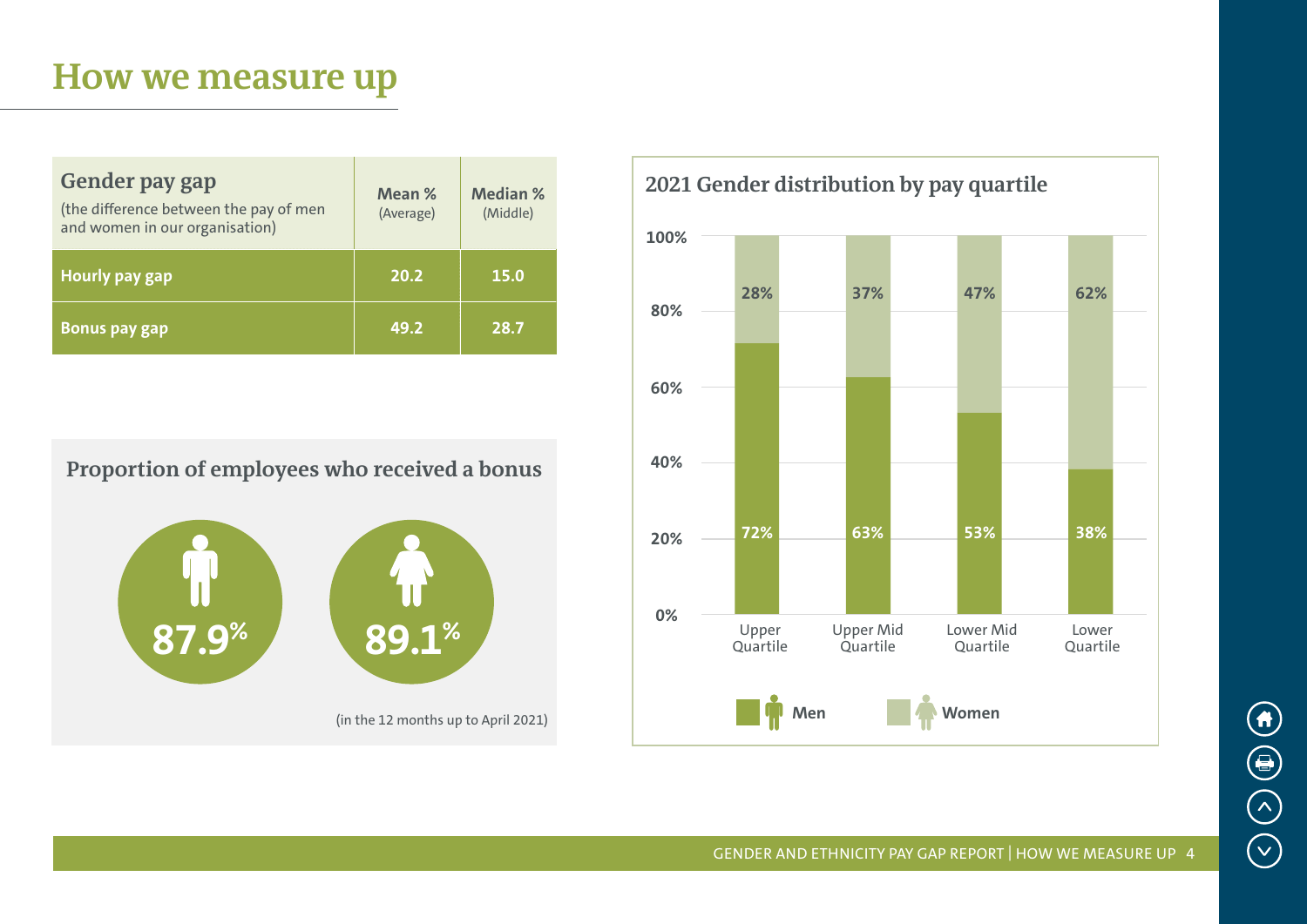# How we measure up

| Gender pay gap (the difference between the pay of men and women in our organisation) | Mean % (Average) | Median % (Middle) |
|---|---|---|
| **Hourly pay gap** | **20.2** | **15.0** |
| **Bonus pay gap** | **49.2** | **28.7** |

## Proportion of employees who received a bonus

Men: **87.9%**

Women: **89.1%**

(in the 12 months up to April 2021)

## 2021 Gender distribution by pay quartile

| Quartile | Men | Women |
|---|---|---|
| Upper Quartile | 72% | 28% |
| Upper Mid Quartile | 63% | 37% |
| Lower Mid Quartile | 53% | 47% |
| Lower Quartile | 38% | 62% |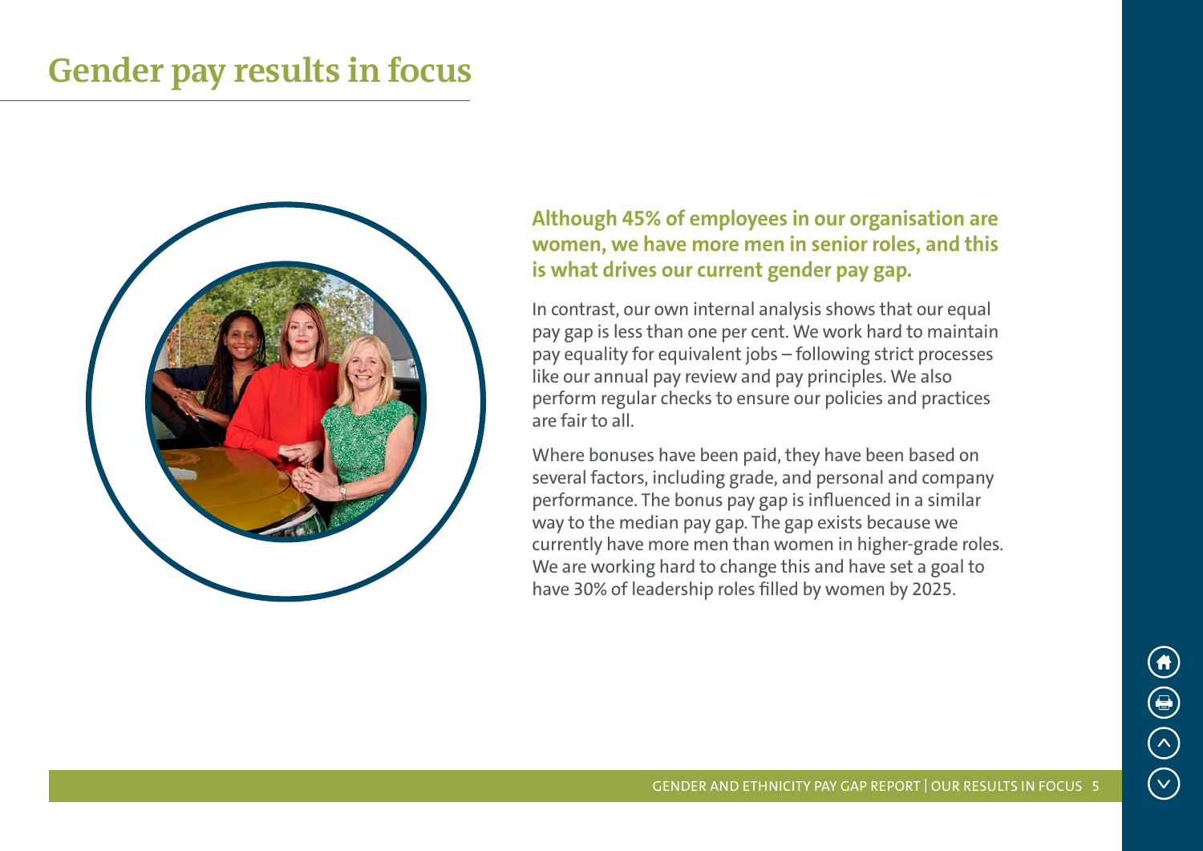# Gender pay results in focus

**Although 45% of employees in our organisation are women, we have more men in senior roles, and this is what drives our current gender pay gap.**

In contrast, our own internal analysis shows that our equal pay gap is less than one per cent. We work hard to maintain pay equality for equivalent jobs – following strict processes like our annual pay review and pay principles. We also perform regular checks to ensure our policies and practices are fair to all.

Where bonuses have been paid, they have been based on several factors, including grade, and personal and company performance. The bonus pay gap is influenced in a similar way to the median pay gap. The gap exists because we currently have more men than women in higher-grade roles. We are working hard to change this and have set a goal to have 30% of leadership roles filled by women by 2025.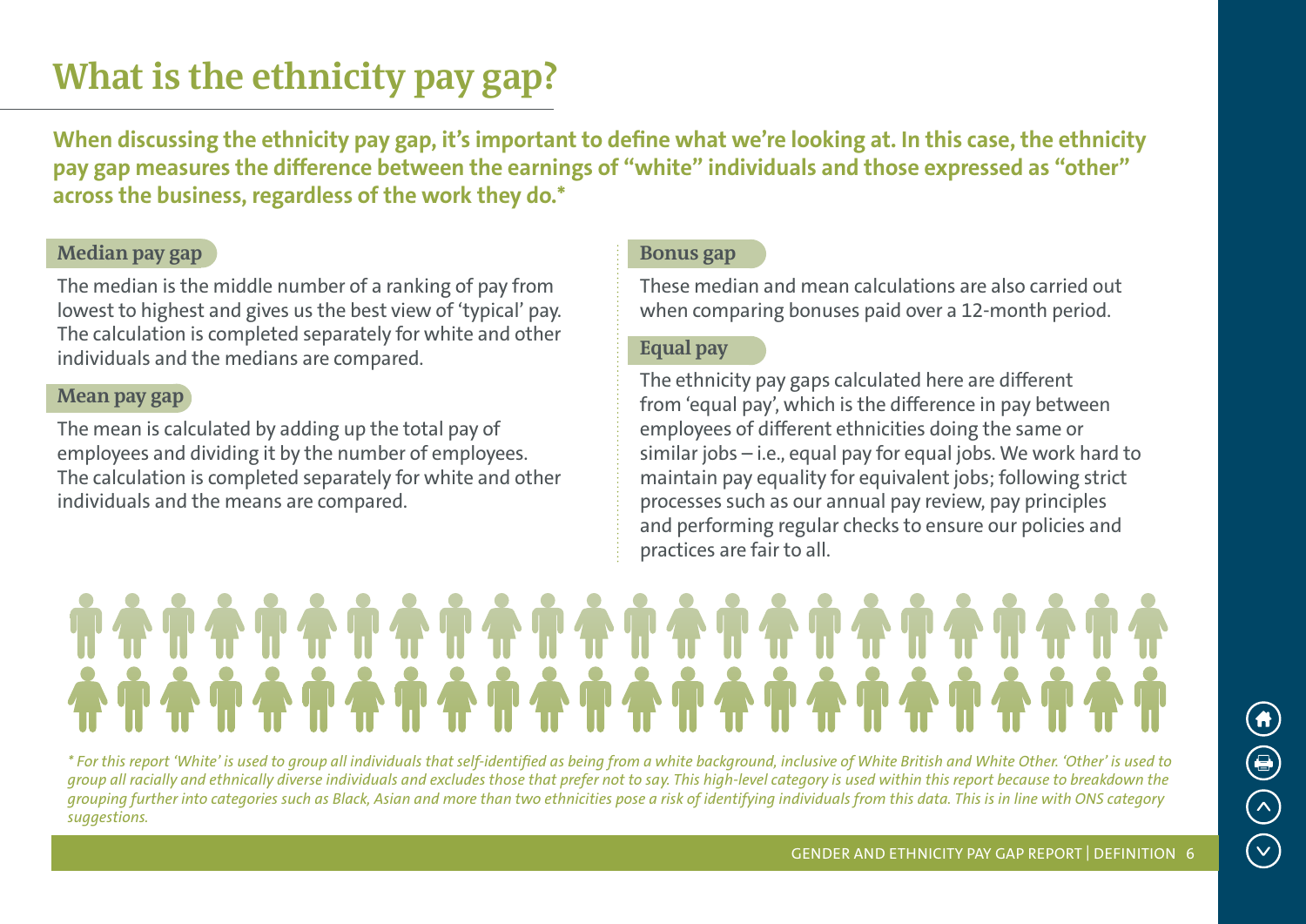# What is the ethnicity pay gap?

**When discussing the ethnicity pay gap, it's important to define what we're looking at. In this case, the ethnicity pay gap measures the difference between the earnings of "white" individuals and those expressed as "other" across the business, regardless of the work they do.***

## Median pay gap

The median is the middle number of a ranking of pay from lowest to highest and gives us the best view of 'typical' pay. The calculation is completed separately for white and other individuals and the medians are compared.

## Mean pay gap

The mean is calculated by adding up the total pay of employees and dividing it by the number of employees. The calculation is completed separately for white and other individuals and the means are compared.

## Bonus gap

These median and mean calculations are also carried out when comparing bonuses paid over a 12-month period.

## Equal pay

The ethnicity pay gaps calculated here are different from 'equal pay', which is the difference in pay between employees of different ethnicities doing the same or similar jobs – i.e., equal pay for equal jobs. We work hard to maintain pay equality for equivalent jobs; following strict processes such as our annual pay review, pay principles and performing regular checks to ensure our policies and practices are fair to all.

*\* For this report 'White' is used to group all individuals that self-identified as being from a white background, inclusive of White British and White Other. 'Other' is used to group all racially and ethnically diverse individuals and excludes those that prefer not to say. This high-level category is used within this report because to breakdown the grouping further into categories such as Black, Asian and more than two ethnicities pose a risk of identifying individuals from this data. This is in line with ONS category suggestions.*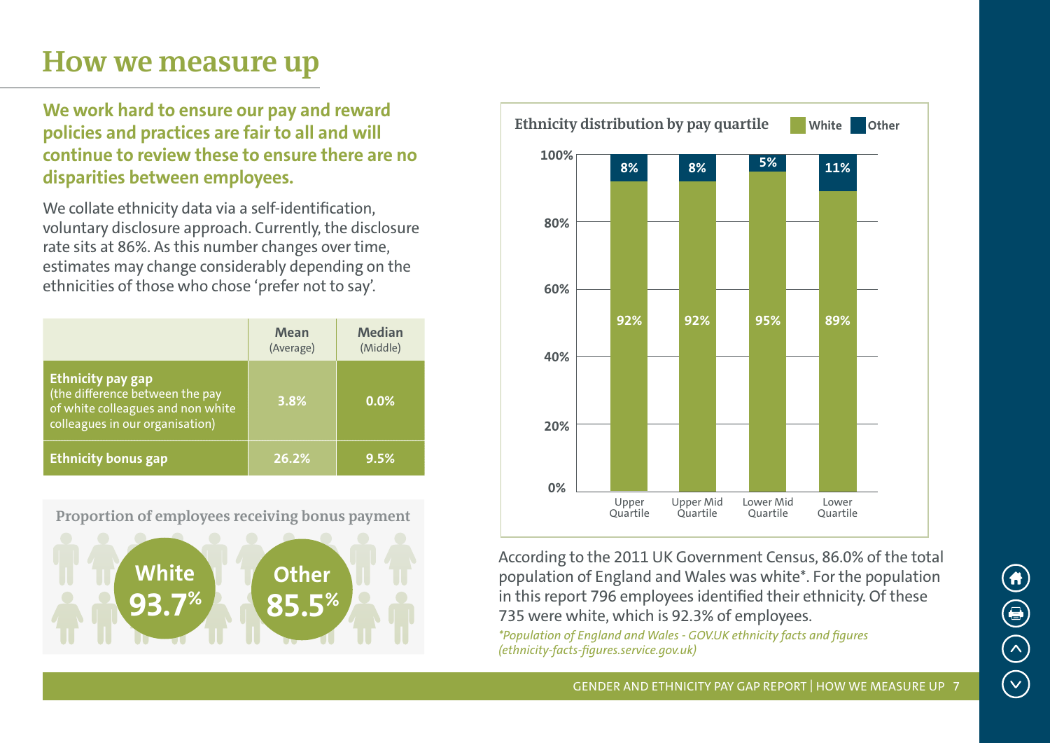# How we measure up

**We work hard to ensure our pay and reward policies and practices are fair to all and will continue to review these to ensure there are no disparities between employees.**

We collate ethnicity data via a self-identification, voluntary disclosure approach. Currently, the disclosure rate sits at 86%. As this number changes over time, estimates may change considerably depending on the ethnicities of those who chose 'prefer not to say'.

| | Mean (Average) | Median (Middle) |
|---|---|---|
| **Ethnicity pay gap** (the difference between the pay of white colleagues and non white colleagues in our organisation) | 3.8% | 0.0% |
| **Ethnicity bonus gap** | 26.2% | 9.5% |

**Proportion of employees receiving bonus payment**

White 93.7%

Other 85.5%

**Ethnicity distribution by pay quartile**

| | White | Other |
|---|---|---|
| Upper Quartile | 92% | 8% |
| Upper Mid Quartile | 92% | 8% |
| Lower Mid Quartile | 95% | 5% |
| Lower Quartile | 89% | 11% |

According to the 2011 UK Government Census, 86.0% of the total population of England and Wales was white*. For the population in this report 796 employees identified their ethnicity. Of these 735 were white, which is 92.3% of employees.

*\*Population of England and Wales - GOV.UK ethnicity facts and figures (ethnicity-facts-figures.service.gov.uk)*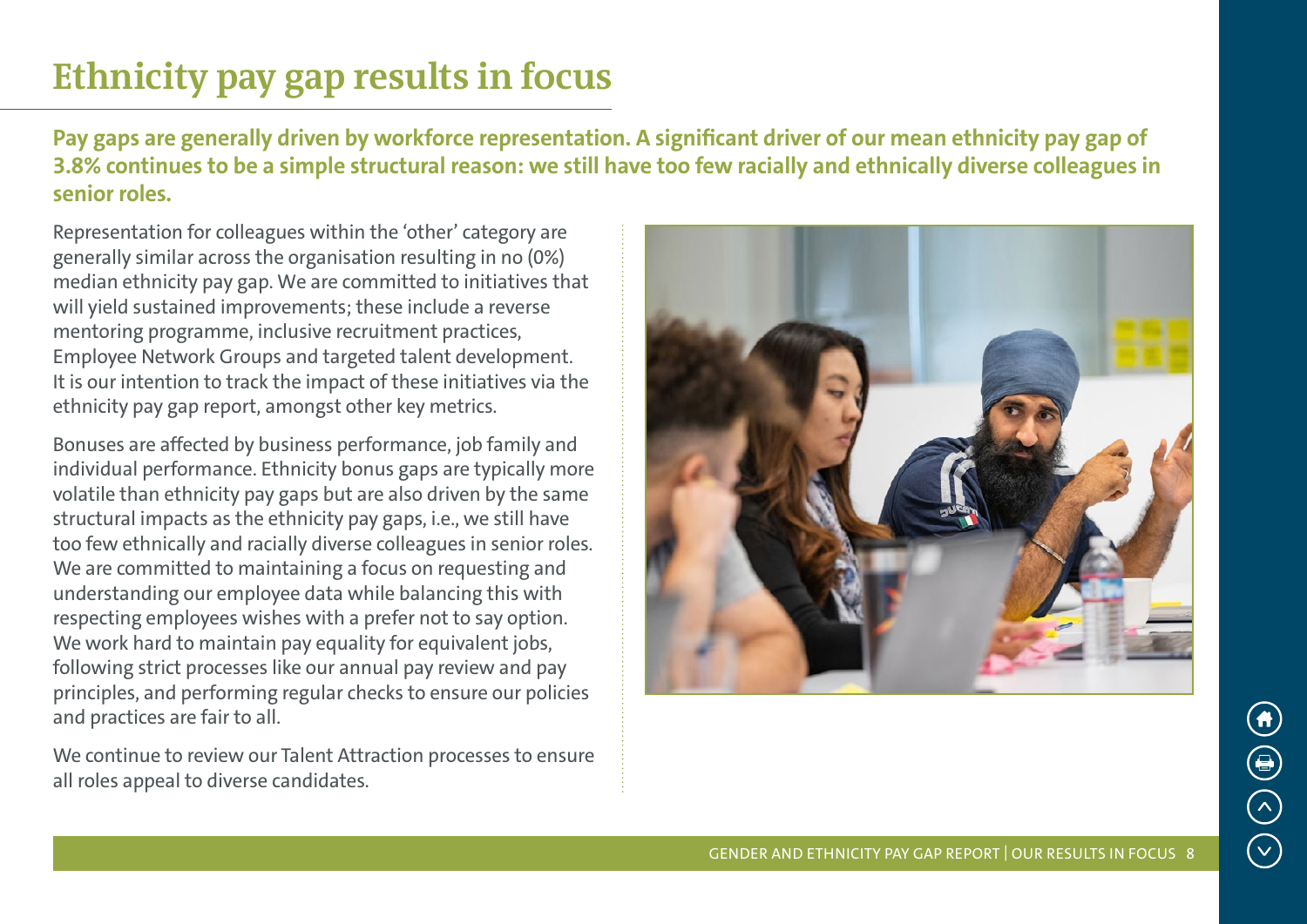# Ethnicity pay gap results in focus

**Pay gaps are generally driven by workforce representation. A significant driver of our mean ethnicity pay gap of 3.8% continues to be a simple structural reason: we still have too few racially and ethnically diverse colleagues in senior roles.**

Representation for colleagues within the 'other' category are generally similar across the organisation resulting in no (0%) median ethnicity pay gap. We are committed to initiatives that will yield sustained improvements; these include a reverse mentoring programme, inclusive recruitment practices, Employee Network Groups and targeted talent development. It is our intention to track the impact of these initiatives via the ethnicity pay gap report, amongst other key metrics.

Bonuses are affected by business performance, job family and individual performance. Ethnicity bonus gaps are typically more volatile than ethnicity pay gaps but are also driven by the same structural impacts as the ethnicity pay gaps, i.e., we still have too few ethnically and racially diverse colleagues in senior roles. We are committed to maintaining a focus on requesting and understanding our employee data while balancing this with respecting employees wishes with a prefer not to say option. We work hard to maintain pay equality for equivalent jobs, following strict processes like our annual pay review and pay principles, and performing regular checks to ensure our policies and practices are fair to all.

We continue to review our Talent Attraction processes to ensure all roles appeal to diverse candidates.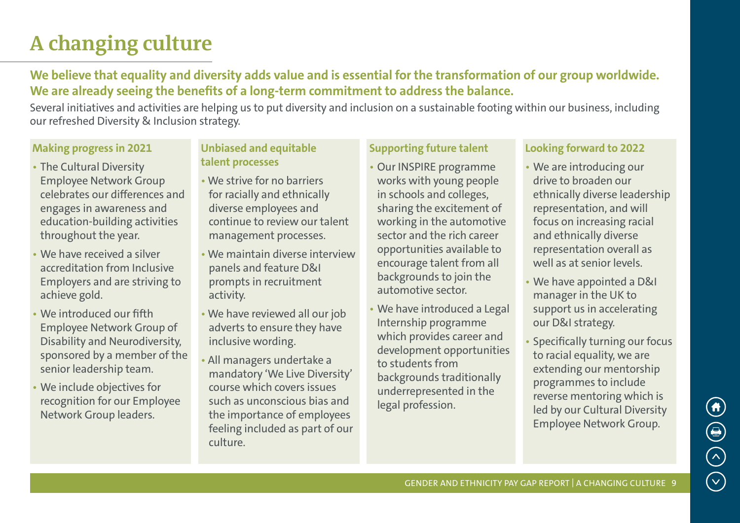# A changing culture

**We believe that equality and diversity adds value and is essential for the transformation of our group worldwide. We are already seeing the benefits of a long-term commitment to address the balance.**

Several initiatives and activities are helping us to put diversity and inclusion on a sustainable footing within our business, including our refreshed Diversity & Inclusion strategy.

### Making progress in 2021

- The Cultural Diversity Employee Network Group celebrates our differences and engages in awareness and education-building activities throughout the year.
- We have received a silver accreditation from Inclusive Employers and are striving to achieve gold.
- We introduced our fifth Employee Network Group of Disability and Neurodiversity, sponsored by a member of the senior leadership team.
- We include objectives for recognition for our Employee Network Group leaders.

### Unbiased and equitable talent processes

- We strive for no barriers for racially and ethnically diverse employees and continue to review our talent management processes.
- We maintain diverse interview panels and feature D&I prompts in recruitment activity.
- We have reviewed all our job adverts to ensure they have inclusive wording.
- All managers undertake a mandatory 'We Live Diversity' course which covers issues such as unconscious bias and the importance of employees feeling included as part of our culture.

### Supporting future talent

- Our INSPIRE programme works with young people in schools and colleges, sharing the excitement of working in the automotive sector and the rich career opportunities available to encourage talent from all backgrounds to join the automotive sector.
- We have introduced a Legal Internship programme which provides career and development opportunities to students from backgrounds traditionally underrepresented in the legal profession.

### Looking forward to 2022

- We are introducing our drive to broaden our ethnically diverse leadership representation, and will focus on increasing racial and ethnically diverse representation overall as well as at senior levels.
- We have appointed a D&I manager in the UK to support us in accelerating our D&I strategy.
- Specifically turning our focus to racial equality, we are extending our mentorship programmes to include reverse mentoring which is led by our Cultural Diversity Employee Network Group.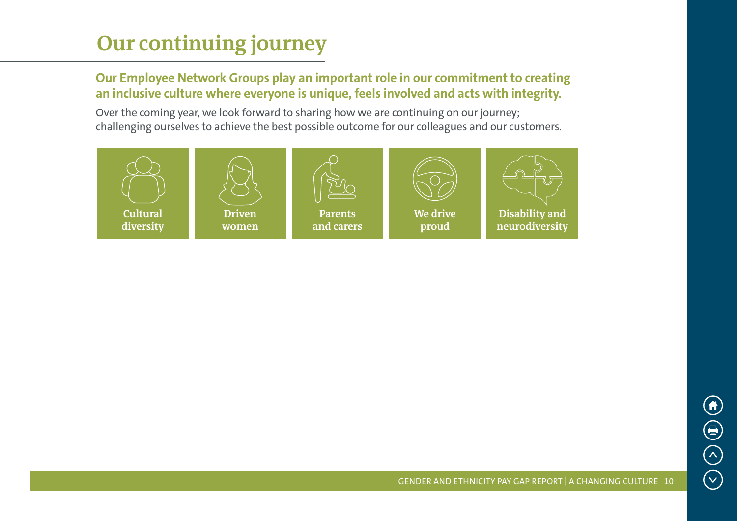# Our continuing journey

**Our Employee Network Groups play an important role in our commitment to creating an inclusive culture where everyone is unique, feels involved and acts with integrity.**

Over the coming year, we look forward to sharing how we are continuing on our journey; challenging ourselves to achieve the best possible outcome for our colleagues and our customers.

- **Cultural diversity**
- **Driven women**
- **Parents and carers**
- **We drive proud**
- **Disability and neurodiversity**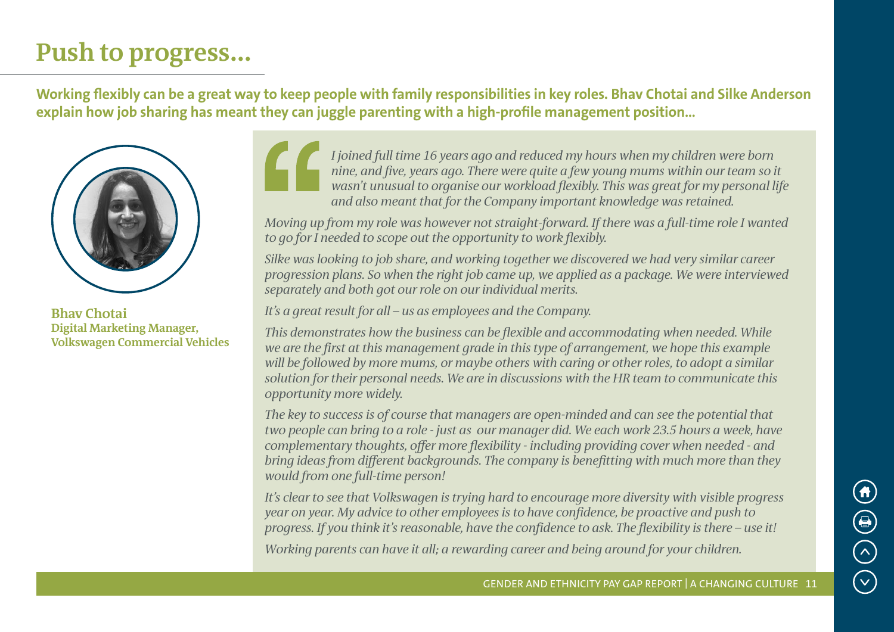# Push to progress...

**Working flexibly can be a great way to keep people with family responsibilities in key roles. Bhav Chotai and Silke Anderson explain how job sharing has meant they can juggle parenting with a high-profile management position...**

**Bhav Chotai**
**Digital Marketing Manager, Volkswagen Commercial Vehicles**

*I joined full time 16 years ago and reduced my hours when my children were born nine, and five, years ago. There were quite a few young mums within our team so it wasn't unusual to organise our workload flexibly. This was great for my personal life and also meant that for the Company important knowledge was retained.*

*Moving up from my role was however not straight-forward. If there was a full-time role I wanted to go for I needed to scope out the opportunity to work flexibly.*

*Silke was looking to job share, and working together we discovered we had very similar career progression plans. So when the right job came up, we applied as a package. We were interviewed separately and both got our role on our individual merits.*

*It's a great result for all – us as employees and the Company.*

*This demonstrates how the business can be flexible and accommodating when needed. While we are the first at this management grade in this type of arrangement, we hope this example will be followed by more mums, or maybe others with caring or other roles, to adopt a similar solution for their personal needs. We are in discussions with the HR team to communicate this opportunity more widely.*

*The key to success is of course that managers are open-minded and can see the potential that two people can bring to a role - just as our manager did. We each work 23.5 hours a week, have complementary thoughts, offer more flexibility - including providing cover when needed - and bring ideas from different backgrounds. The company is benefitting with much more than they would from one full-time person!*

*It's clear to see that Volkswagen is trying hard to encourage more diversity with visible progress year on year. My advice to other employees is to have confidence, be proactive and push to progress. If you think it's reasonable, have the confidence to ask. The flexibility is there – use it!*

*Working parents can have it all; a rewarding career and being around for your children.*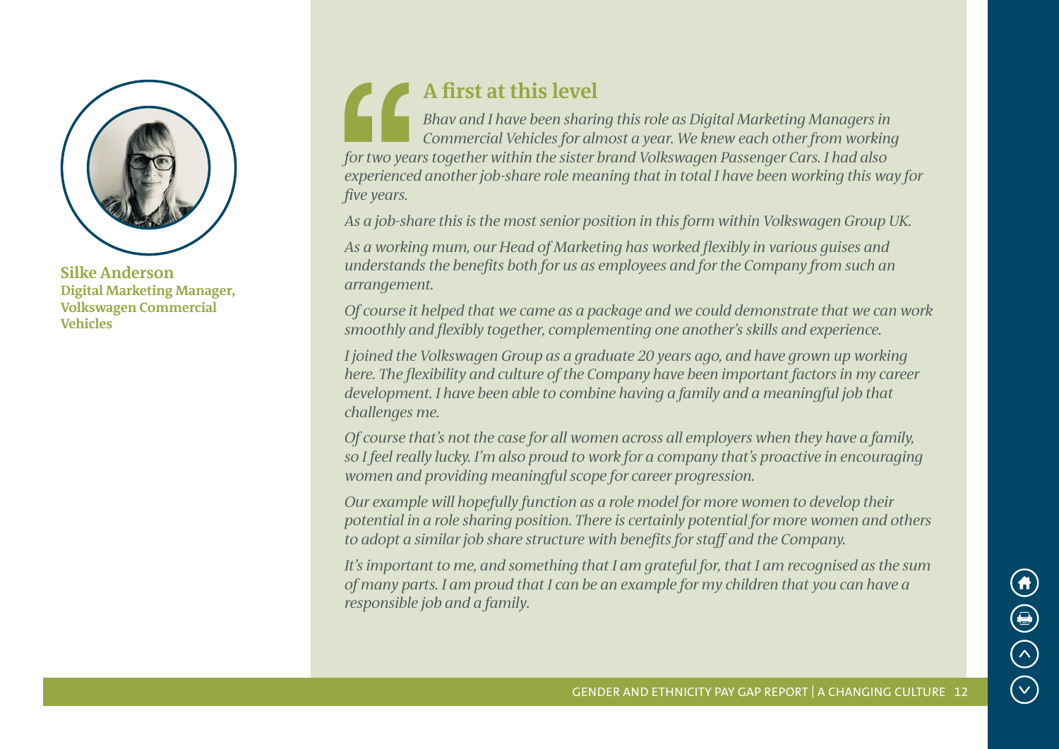**Silke Anderson**
**Digital Marketing Manager, Volkswagen Commercial Vehicles**

## A first at this level

*Bhav and I have been sharing this role as Digital Marketing Managers in Commercial Vehicles for almost a year. We knew each other from working for two years together within the sister brand Volkswagen Passenger Cars. I had also experienced another job-share role meaning that in total I have been working this way for five years.*

*As a job-share this is the most senior position in this form within Volkswagen Group UK.*

*As a working mum, our Head of Marketing has worked flexibly in various guises and understands the benefits both for us as employees and for the Company from such an arrangement.*

*Of course it helped that we came as a package and we could demonstrate that we can work smoothly and flexibly together, complementing one another's skills and experience.*

*I joined the Volkswagen Group as a graduate 20 years ago, and have grown up working here. The flexibility and culture of the Company have been important factors in my career development. I have been able to combine having a family and a meaningful job that challenges me.*

*Of course that's not the case for all women across all employers when they have a family, so I feel really lucky. I'm also proud to work for a company that's proactive in encouraging women and providing meaningful scope for career progression.*

*Our example will hopefully function as a role model for more women to develop their potential in a role sharing position. There is certainly potential for more women and others to adopt a similar job share structure with benefits for staff and the Company.*

*It's important to me, and something that I am grateful for, that I am recognised as the sum of many parts. I am proud that I can be an example for my children that you can have a responsible job and a family.*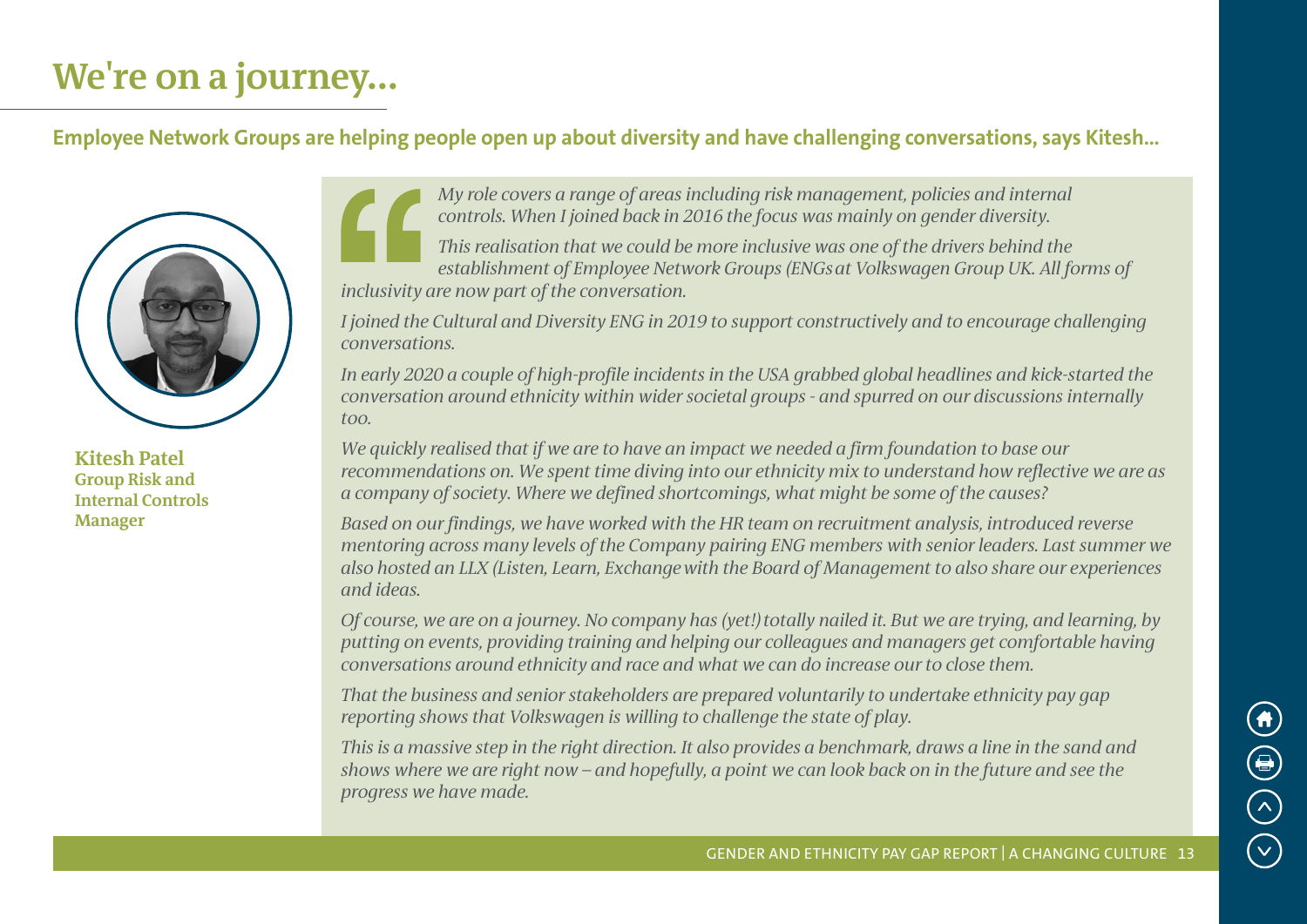# We're on a journey...

**Employee Network Groups are helping people open up about diversity and have challenging conversations, says Kitesh...**

**Kitesh Patel**
**Group Risk and Internal Controls Manager**

*My role covers a range of areas including risk management, policies and internal controls. When I joined back in 2016 the focus was mainly on gender diversity.*

*This realisation that we could be more inclusive was one of the drivers behind the establishment of Employee Network Groups (ENGs at Volkswagen Group UK. All forms of inclusivity are now part of the conversation.*

*I joined the Cultural and Diversity ENG in 2019 to support constructively and to encourage challenging conversations.*

*In early 2020 a couple of high-profile incidents in the USA grabbed global headlines and kick-started the conversation around ethnicity within wider societal groups - and spurred on our discussions internally too.*

*We quickly realised that if we are to have an impact we needed a firm foundation to base our recommendations on. We spent time diving into our ethnicity mix to understand how reflective we are as a company of society. Where we defined shortcomings, what might be some of the causes?*

*Based on our findings, we have worked with the HR team on recruitment analysis, introduced reverse mentoring across many levels of the Company pairing ENG members with senior leaders. Last summer we also hosted an LLX (Listen, Learn, Exchange with the Board of Management to also share our experiences and ideas.*

*Of course, we are on a journey. No company has (yet!) totally nailed it. But we are trying, and learning, by putting on events, providing training and helping our colleagues and managers get comfortable having conversations around ethnicity and race and what we can do increase our to close them.*

*That the business and senior stakeholders are prepared voluntarily to undertake ethnicity pay gap reporting shows that Volkswagen is willing to challenge the state of play.*

*This is a massive step in the right direction. It also provides a benchmark, draws a line in the sand and shows where we are right now – and hopefully, a point we can look back on in the future and see the progress we have made.*